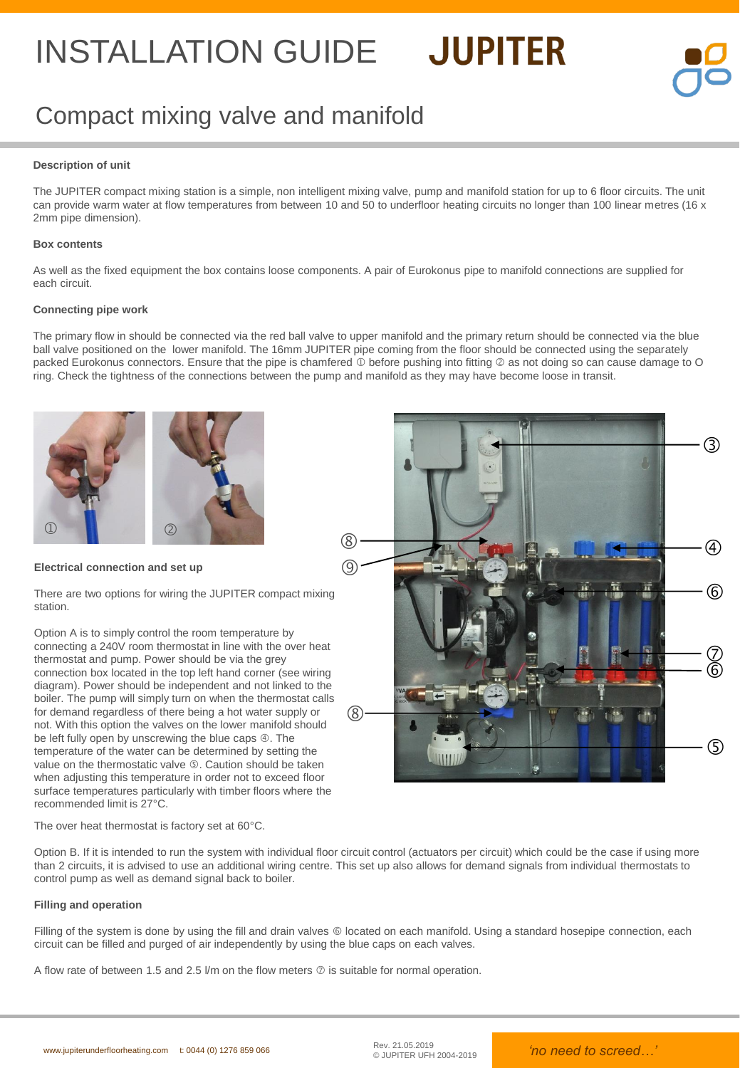# INSTALLATION GUIDE JUPITER

## Compact mixing valve and manifold

### Description of unit

The JUPITER compact mixing station is a simple, non intelligent mixing valve, pump and manifold station for up to 6 floor circuits. The unit can provide warm water at flow temperatures from between 10 and 50 to underfloor heating circuits no longer than 100 linear metres (16 x 2mm pipe dimension).

### Box contents

As well as the fixed equipment the box contains loose components. A pair of Eurokonus pipe to manifold connections are supplied for each circuit.

### Connecting pipe work

The primary flow in should be connected via the red ball valve to upper manifold and the primary return should be connected via the blue ball valve positioned on the lower manifold. The 16mm JUPITER pipe coming from the floor should be connected using the separately packed Eurokonus connectors. Ensure that the pipe is chamfered ① before pushing into fitting ② as not doing so can cause damage to O ring. Check the tightness of the connections between the pump and manifold as they may have become loose in transit.

### Electrical connection and set up

There are two options for wiring the JUPITER compact mixing station.

Option A is to simply control the room temperature by connecting a 240V room thermostat in line with the over heat thermostat and pump. Power should be via the grey connection box located in the top left hand corner (see wiring diagram). Power should be independent and not linked to the boiler. The pump will simply turn on when the thermostat calls for demand regardless of there being a hot water supply or not. With this option the valves on the lower manifold should be left fully open by unscrewing the blue caps ④. The temperature of the water can be determined by setting the value on the thermostatic valve ⑤. Caution should be taken when adjusting this temperature in order not to exceed floor surface temperatures particularly with timber floors where the recommended limit is 27°C.

The over heat thermostat is factory set at 60°C.

Option B. If it is intended to run the system with individual floor circuit control (actuators per circuit) which could be the case if using more than 2 circuits, it is advised to use an additional wiring centre. This set up also allows for demand signals from individual thermostats to control pump as well as demand signal back to boiler.

### Filling and operation

Filling of the system is done by using the fill and drain valves ⑥ located on each manifold. Using a standard hosepipe connection, each circuit can be filled and purged of air independently by using the blue caps on each valves.

A flow rate of between 1.5 and 2.5 l/m on the flow meters ⑦ is suitable for normal operation.

www.jupiterunderfloorheating.com t: 0044 (0) 1276 859 066

Rev. 21.05.2019
© JUPITER UFH 2004-2019

*'no need to screed…'*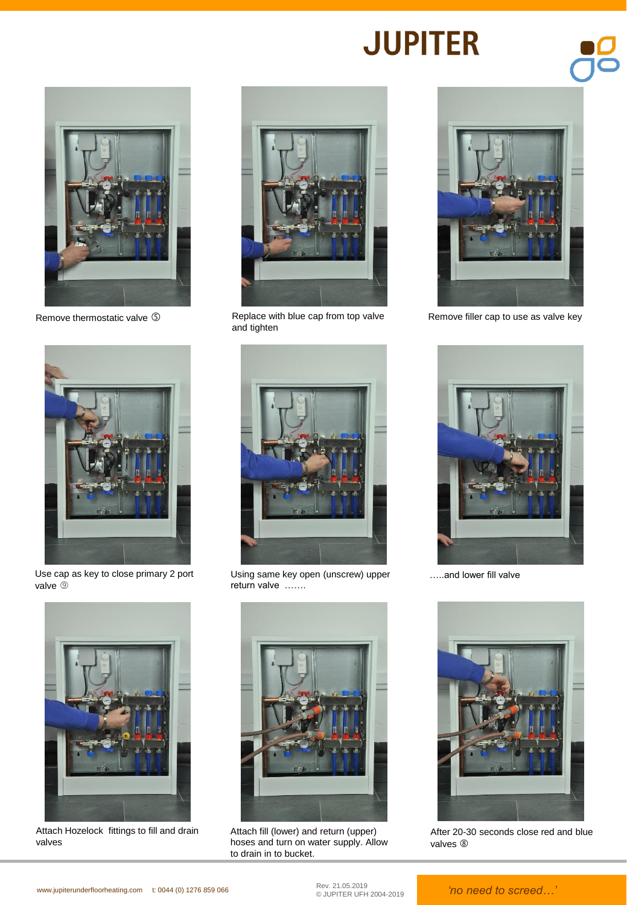Remove thermostatic valve ⑤

Replace with blue cap from top valve and tighten

Remove filler cap to use as valve key

Use cap as key to close primary 2 port valve ⑨

Using same key open (unscrew) upper return valve …….

…..and lower fill valve

Attach Hozelock fittings to fill and drain valves

Attach fill (lower) and return (upper) hoses and turn on water supply. Allow to drain in to bucket.

After 20-30 seconds close red and blue valves ⑧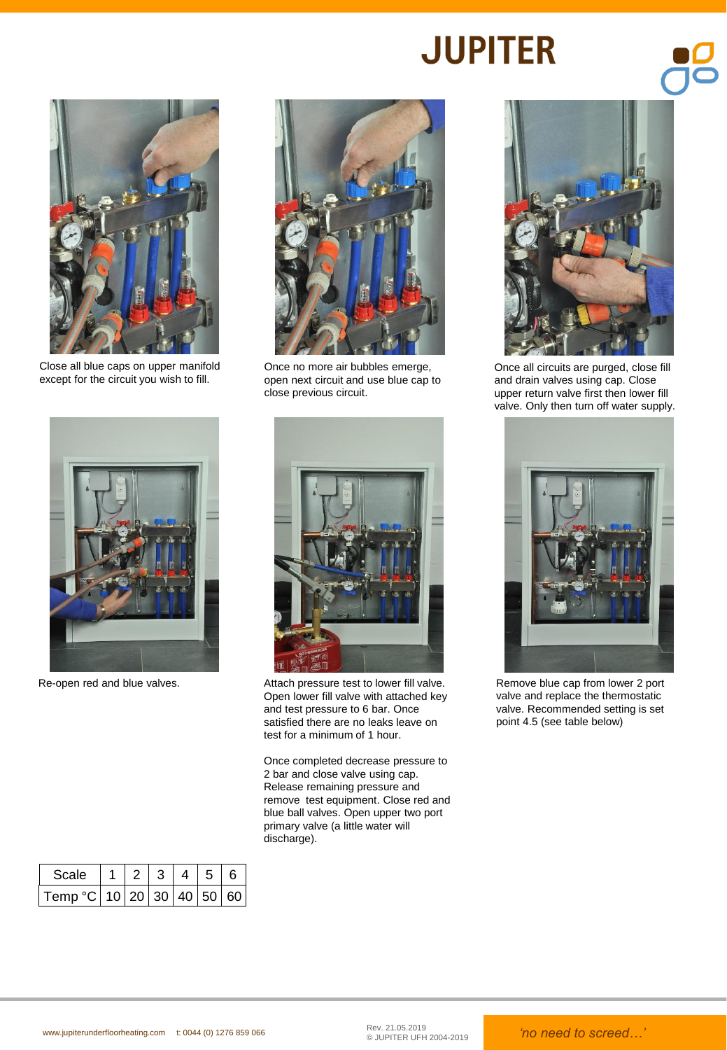Close all blue caps on upper manifold except for the circuit you wish to fill.

Once no more air bubbles emerge, open next circuit and use blue cap to close previous circuit.

Once all circuits are purged, close fill and drain valves using cap. Close upper return valve first then lower fill valve. Only then turn off water supply.

Re-open red and blue valves.

Attach pressure test to lower fill valve. Open lower fill valve with attached key and test pressure to 6 bar. Once satisfied there are no leaks leave on test for a minimum of 1 hour.

Once completed decrease pressure to 2 bar and close valve using cap. Release remaining pressure and remove test equipment. Close red and blue ball valves. Open upper two port primary valve (a little water will discharge).

Remove blue cap from lower 2 port valve and replace the thermostatic valve. Recommended setting is set point 4.5 (see table below)

| | | | | | | |
|---|---|---|---|---|---|---|
| Scale | 1 | 2 | 3 | 4 | 5 | 6 |
| Temp °C | 10 | 20 | 30 | 40 | 50 | 60 |

Rev. 21.05.2019
© JUPITER UFH 2004-2019

*'no need to screed…'*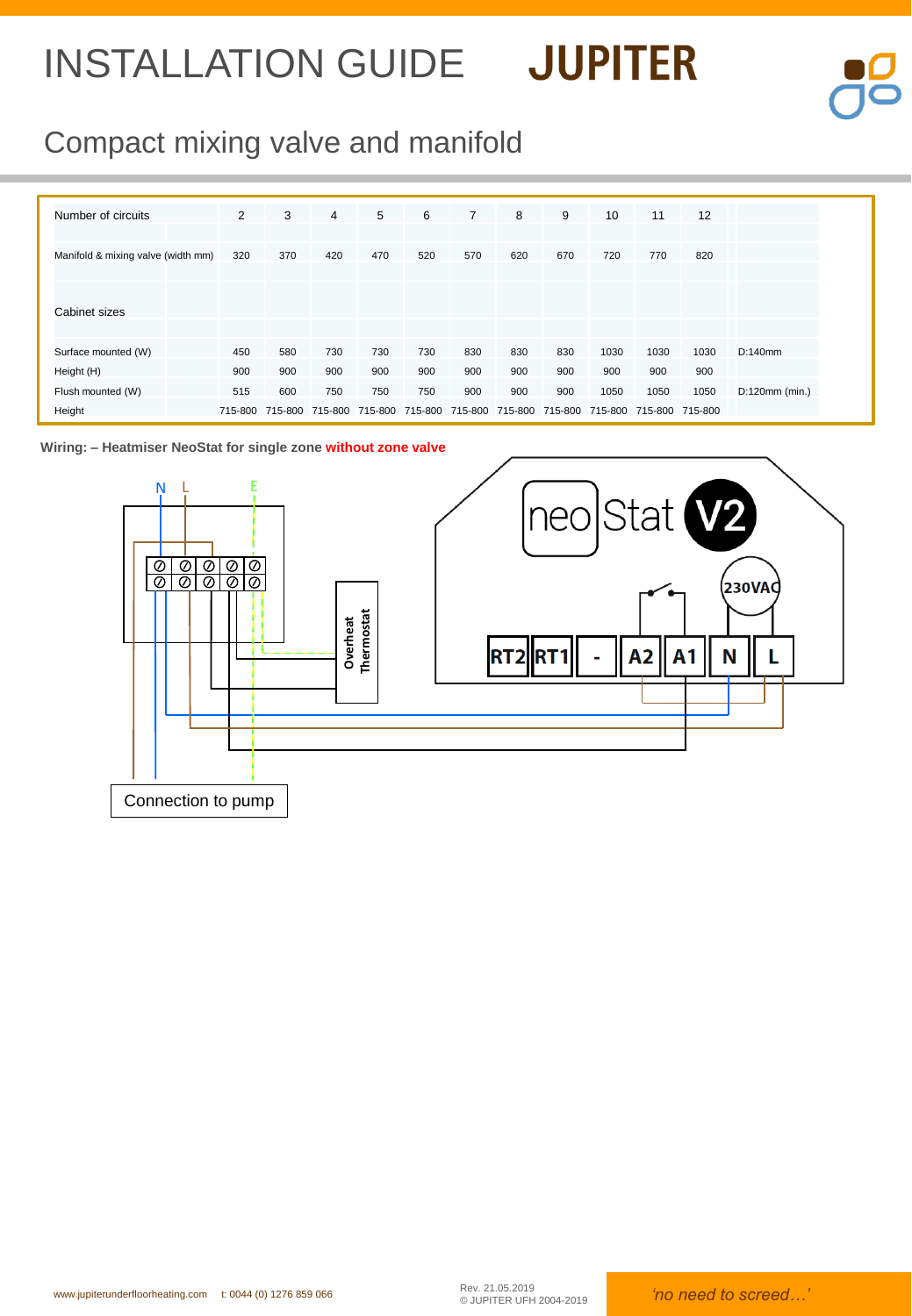# INSTALLATION GUIDE JUPITER

## Compact mixing valve and manifold

| Number of circuits | 2 | 3 | 4 | 5 | 6 | 7 | 8 | 9 | 10 | 11 | 12 | |
|---|---|---|---|---|---|---|---|---|---|---|---|---|
| Manifold & mixing valve (width mm) | 320 | 370 | 420 | 470 | 520 | 570 | 620 | 670 | 720 | 770 | 820 | |
| Cabinet sizes | | | | | | | | | | | | |
| Surface mounted (W) | 450 | 580 | 730 | 730 | 730 | 830 | 830 | 830 | 1030 | 1030 | 1030 | D:140mm |
| Height (H) | 900 | 900 | 900 | 900 | 900 | 900 | 900 | 900 | 900 | 900 | 900 | |
| Flush mounted (W) | 515 | 600 | 750 | 750 | 750 | 900 | 900 | 900 | 1050 | 1050 | 1050 | D:120mm (min.) |
| Height | 715-800 | 715-800 | 715-800 | 715-800 | 715-800 | 715-800 | 715-800 | 715-800 | 715-800 | 715-800 | 715-800 | |

**Wiring: – Heatmiser NeoStat for single zone without zone valve**

N L E

Overheat Thermostat

neoStat V2

230VAC

RT2 RT1 - A2 A1 N L

Connection to pump

www.jupiterunderfloorheating.com t: 0044 (0) 1276 859 066

Rev. 21.05.2019
© JUPITER UFH 2004-2019

*'no need to screed…'*